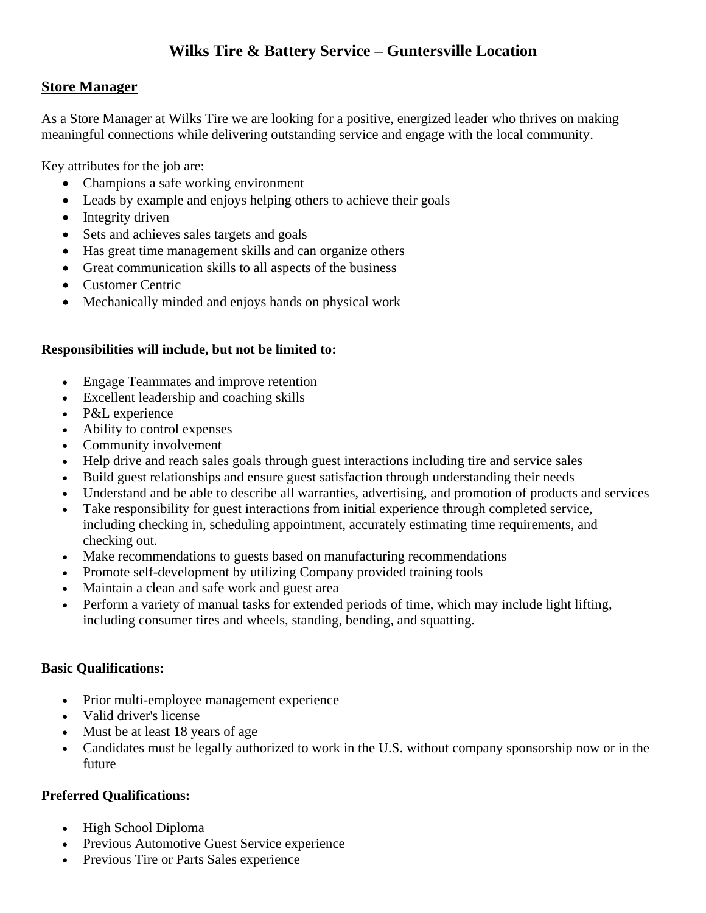# Wilks Tire & Battery Service – Guntersville Location

## Store Manager

As a Store Manager at Wilks Tire we are looking for a positive, energized leader who thrives on making meaningful connections while delivering outstanding service and engage with the local community.

Key attributes for the job are:

- Champions a safe working environment
- Leads by example and enjoys helping others to achieve their goals
- Integrity driven
- Sets and achieves sales targets and goals
- Has great time management skills and can organize others
- Great communication skills to all aspects of the business
- Customer Centric
- Mechanically minded and enjoys hands on physical work

**Responsibilities will include, but not be limited to:**

- Engage Teammates and improve retention
- Excellent leadership and coaching skills
- P&L experience
- Ability to control expenses
- Community involvement
- Help drive and reach sales goals through guest interactions including tire and service sales
- Build guest relationships and ensure guest satisfaction through understanding their needs
- Understand and be able to describe all warranties, advertising, and promotion of products and services
- Take responsibility for guest interactions from initial experience through completed service, including checking in, scheduling appointment, accurately estimating time requirements, and checking out.
- Make recommendations to guests based on manufacturing recommendations
- Promote self-development by utilizing Company provided training tools
- Maintain a clean and safe work and guest area
- Perform a variety of manual tasks for extended periods of time, which may include light lifting, including consumer tires and wheels, standing, bending, and squatting.

**Basic Qualifications:**

- Prior multi-employee management experience
- Valid driver's license
- Must be at least 18 years of age
- Candidates must be legally authorized to work in the U.S. without company sponsorship now or in the future

**Preferred Qualifications:**

- High School Diploma
- Previous Automotive Guest Service experience
- Previous Tire or Parts Sales experience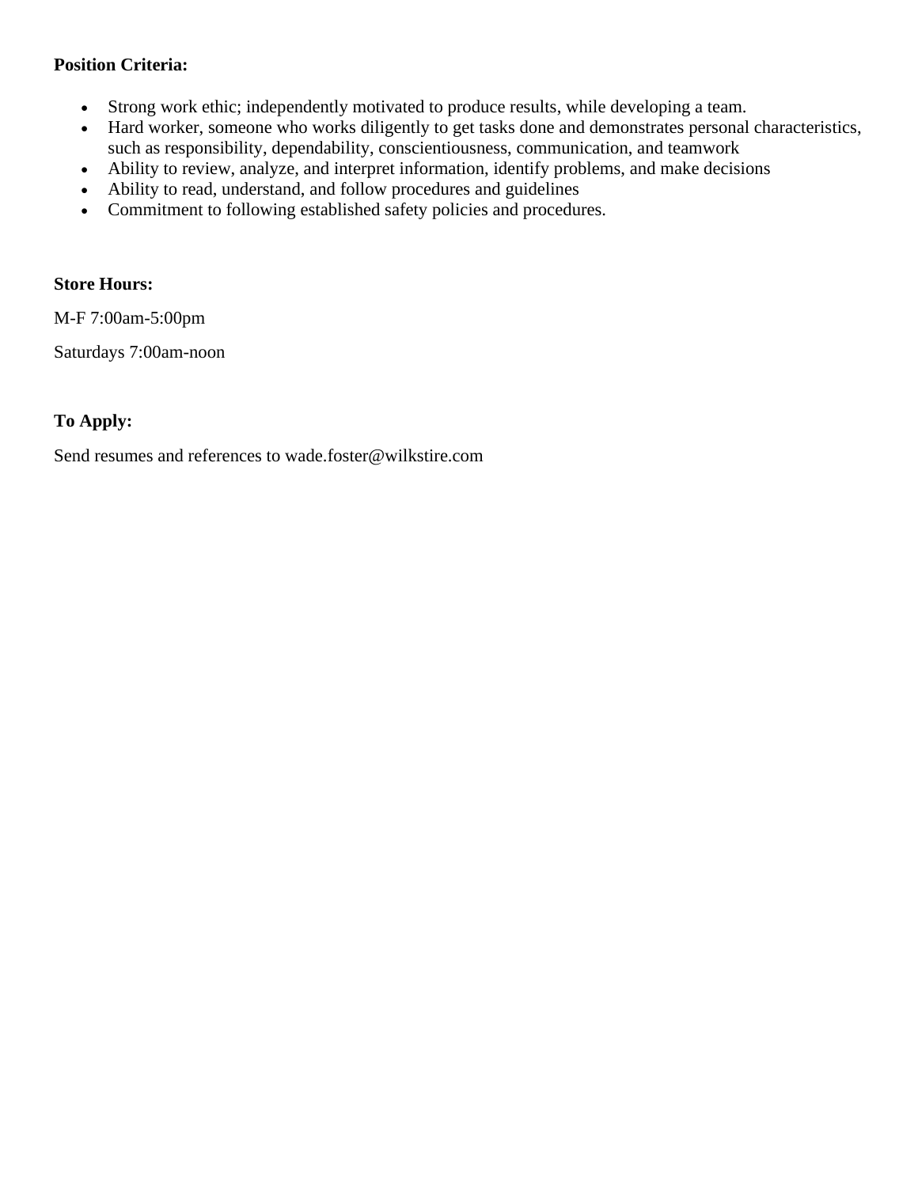**Position Criteria:**

- Strong work ethic; independently motivated to produce results, while developing a team.
- Hard worker, someone who works diligently to get tasks done and demonstrates personal characteristics, such as responsibility, dependability, conscientiousness, communication, and teamwork
- Ability to review, analyze, and interpret information, identify problems, and make decisions
- Ability to read, understand, and follow procedures and guidelines
- Commitment to following established safety policies and procedures.

**Store Hours:**

M-F 7:00am-5:00pm

Saturdays 7:00am-noon

**To Apply:**

Send resumes and references to wade.foster@wilkstire.com